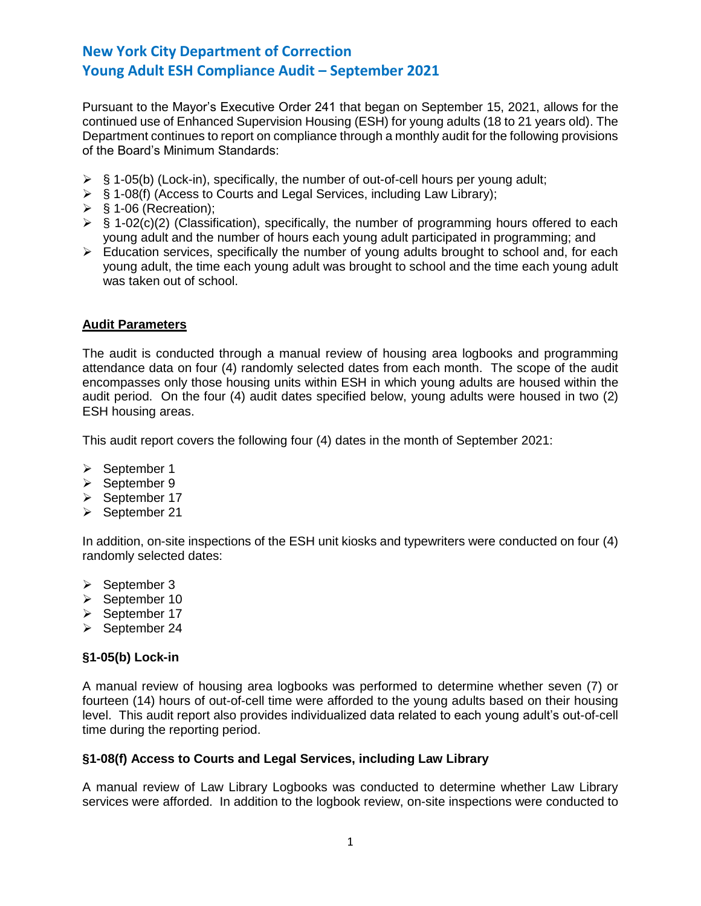# New York City Department of Correction
# Young Adult ESH Compliance Audit – September 2021

Pursuant to the Mayor's Executive Order 241 that began on September 15, 2021, allows for the continued use of Enhanced Supervision Housing (ESH) for young adults (18 to 21 years old). The Department continues to report on compliance through a monthly audit for the following provisions of the Board's Minimum Standards:

- § 1-05(b) (Lock-in), specifically, the number of out-of-cell hours per young adult;
- § 1-08(f) (Access to Courts and Legal Services, including Law Library);
- § 1-06 (Recreation);
- § 1-02(c)(2) (Classification), specifically, the number of programming hours offered to each young adult and the number of hours each young adult participated in programming; and
- Education services, specifically the number of young adults brought to school and, for each young adult, the time each young adult was brought to school and the time each young adult was taken out of school.

## Audit Parameters

The audit is conducted through a manual review of housing area logbooks and programming attendance data on four (4) randomly selected dates from each month. The scope of the audit encompasses only those housing units within ESH in which young adults are housed within the audit period. On the four (4) audit dates specified below, young adults were housed in two (2) ESH housing areas.

This audit report covers the following four (4) dates in the month of September 2021:

- September 1
- September 9
- September 17
- September 21

In addition, on-site inspections of the ESH unit kiosks and typewriters were conducted on four (4) randomly selected dates:

- September 3
- September 10
- September 17
- September 24

### §1-05(b) Lock-in

A manual review of housing area logbooks was performed to determine whether seven (7) or fourteen (14) hours of out-of-cell time were afforded to the young adults based on their housing level. This audit report also provides individualized data related to each young adult's out-of-cell time during the reporting period.

### §1-08(f) Access to Courts and Legal Services, including Law Library

A manual review of Law Library Logbooks was conducted to determine whether Law Library services were afforded. In addition to the logbook review, on-site inspections were conducted to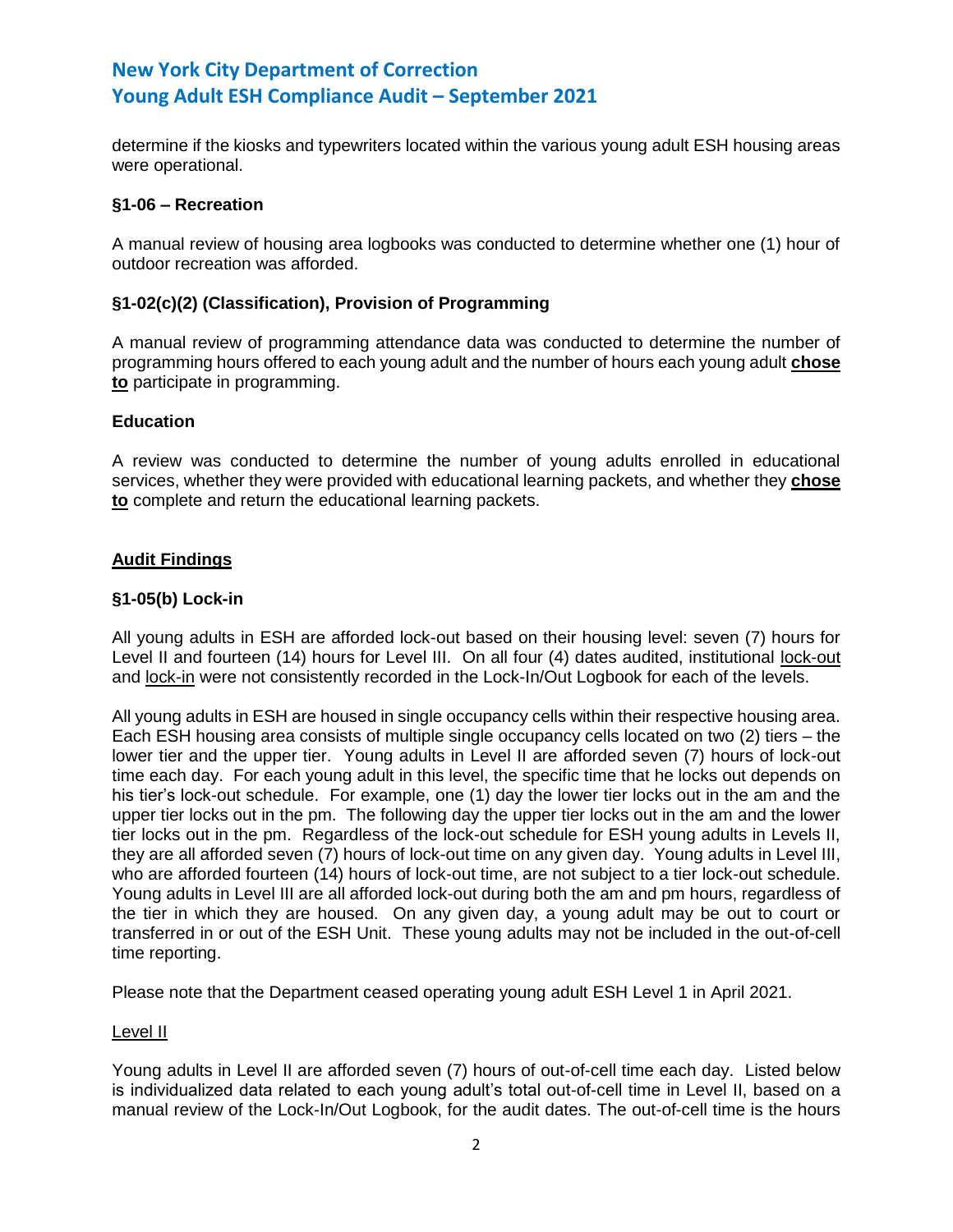determine if the kiosks and typewriters located within the various young adult ESH housing areas were operational.

**§1-06 – Recreation**

A manual review of housing area logbooks was conducted to determine whether one (1) hour of outdoor recreation was afforded.

**§1-02(c)(2) (Classification), Provision of Programming**

A manual review of programming attendance data was conducted to determine the number of programming hours offered to each young adult and the number of hours each young adult **chose to** participate in programming.

**Education**

A review was conducted to determine the number of young adults enrolled in educational services, whether they were provided with educational learning packets, and whether they **chose to** complete and return the educational learning packets.

## Audit Findings

**§1-05(b) Lock-in**

All young adults in ESH are afforded lock-out based on their housing level: seven (7) hours for Level II and fourteen (14) hours for Level III. On all four (4) dates audited, institutional lock-out and lock-in were not consistently recorded in the Lock-In/Out Logbook for each of the levels.

All young adults in ESH are housed in single occupancy cells within their respective housing area. Each ESH housing area consists of multiple single occupancy cells located on two (2) tiers – the lower tier and the upper tier. Young adults in Level II are afforded seven (7) hours of lock-out time each day. For each young adult in this level, the specific time that he locks out depends on his tier's lock-out schedule. For example, one (1) day the lower tier locks out in the am and the upper tier locks out in the pm. The following day the upper tier locks out in the am and the lower tier locks out in the pm. Regardless of the lock-out schedule for ESH young adults in Levels II, they are all afforded seven (7) hours of lock-out time on any given day. Young adults in Level III, who are afforded fourteen (14) hours of lock-out time, are not subject to a tier lock-out schedule. Young adults in Level III are all afforded lock-out during both the am and pm hours, regardless of the tier in which they are housed. On any given day, a young adult may be out to court or transferred in or out of the ESH Unit. These young adults may not be included in the out-of-cell time reporting.

Please note that the Department ceased operating young adult ESH Level 1 in April 2021.

Level II

Young adults in Level II are afforded seven (7) hours of out-of-cell time each day. Listed below is individualized data related to each young adult's total out-of-cell time in Level II, based on a manual review of the Lock-In/Out Logbook, for the audit dates. The out-of-cell time is the hours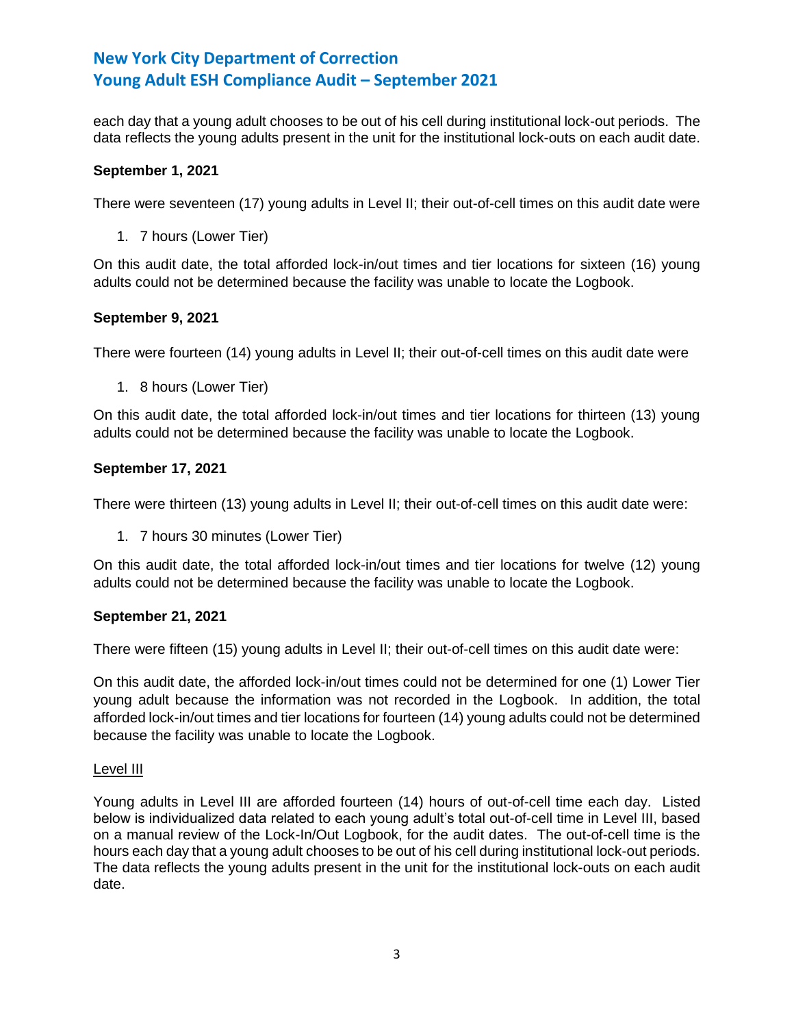each day that a young adult chooses to be out of his cell during institutional lock-out periods. The data reflects the young adults present in the unit for the institutional lock-outs on each audit date.

**September 1, 2021**

There were seventeen (17) young adults in Level II; their out-of-cell times on this audit date were

1. 7 hours (Lower Tier)

On this audit date, the total afforded lock-in/out times and tier locations for sixteen (16) young adults could not be determined because the facility was unable to locate the Logbook.

**September 9, 2021**

There were fourteen (14) young adults in Level II; their out-of-cell times on this audit date were

1. 8 hours (Lower Tier)

On this audit date, the total afforded lock-in/out times and tier locations for thirteen (13) young adults could not be determined because the facility was unable to locate the Logbook.

**September 17, 2021**

There were thirteen (13) young adults in Level II; their out-of-cell times on this audit date were:

1. 7 hours 30 minutes (Lower Tier)

On this audit date, the total afforded lock-in/out times and tier locations for twelve (12) young adults could not be determined because the facility was unable to locate the Logbook.

**September 21, 2021**

There were fifteen (15) young adults in Level II; their out-of-cell times on this audit date were:

On this audit date, the afforded lock-in/out times could not be determined for one (1) Lower Tier young adult because the information was not recorded in the Logbook. In addition, the total afforded lock-in/out times and tier locations for fourteen (14) young adults could not be determined because the facility was unable to locate the Logbook.

<u>Level III</u>

Young adults in Level III are afforded fourteen (14) hours of out-of-cell time each day. Listed below is individualized data related to each young adult's total out-of-cell time in Level III, based on a manual review of the Lock-In/Out Logbook, for the audit dates. The out-of-cell time is the hours each day that a young adult chooses to be out of his cell during institutional lock-out periods. The data reflects the young adults present in the unit for the institutional lock-outs on each audit date.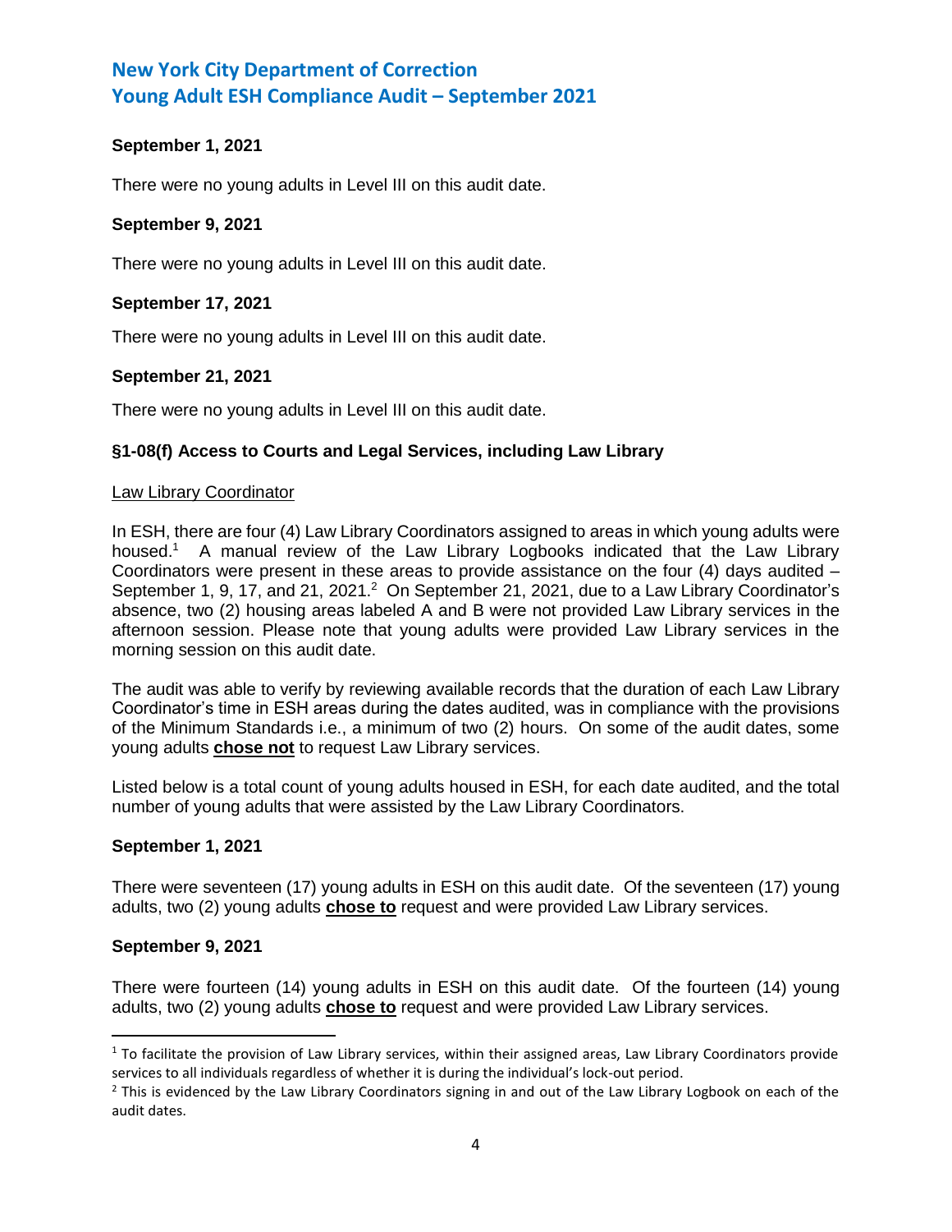**September 1, 2021**

There were no young adults in Level III on this audit date.

**September 9, 2021**

There were no young adults in Level III on this audit date.

**September 17, 2021**

There were no young adults in Level III on this audit date.

**September 21, 2021**

There were no young adults in Level III on this audit date.

**§1-08(f) Access to Courts and Legal Services, including Law Library**

Law Library Coordinator

In ESH, there are four (4) Law Library Coordinators assigned to areas in which young adults were housed.[1] A manual review of the Law Library Logbooks indicated that the Law Library Coordinators were present in these areas to provide assistance on the four (4) days audited – September 1, 9, 17, and 21, 2021.[2] On September 21, 2021, due to a Law Library Coordinator's absence, two (2) housing areas labeled A and B were not provided Law Library services in the afternoon session. Please note that young adults were provided Law Library services in the morning session on this audit date.

The audit was able to verify by reviewing available records that the duration of each Law Library Coordinator's time in ESH areas during the dates audited, was in compliance with the provisions of the Minimum Standards i.e., a minimum of two (2) hours. On some of the audit dates, some young adults **chose not** to request Law Library services.

Listed below is a total count of young adults housed in ESH, for each date audited, and the total number of young adults that were assisted by the Law Library Coordinators.

**September 1, 2021**

There were seventeen (17) young adults in ESH on this audit date. Of the seventeen (17) young adults, two (2) young adults **chose to** request and were provided Law Library services.

**September 9, 2021**

There were fourteen (14) young adults in ESH on this audit date. Of the fourteen (14) young adults, two (2) young adults **chose to** request and were provided Law Library services.

[1] To facilitate the provision of Law Library services, within their assigned areas, Law Library Coordinators provide services to all individuals regardless of whether it is during the individual's lock-out period.

[2] This is evidenced by the Law Library Coordinators signing in and out of the Law Library Logbook on each of the audit dates.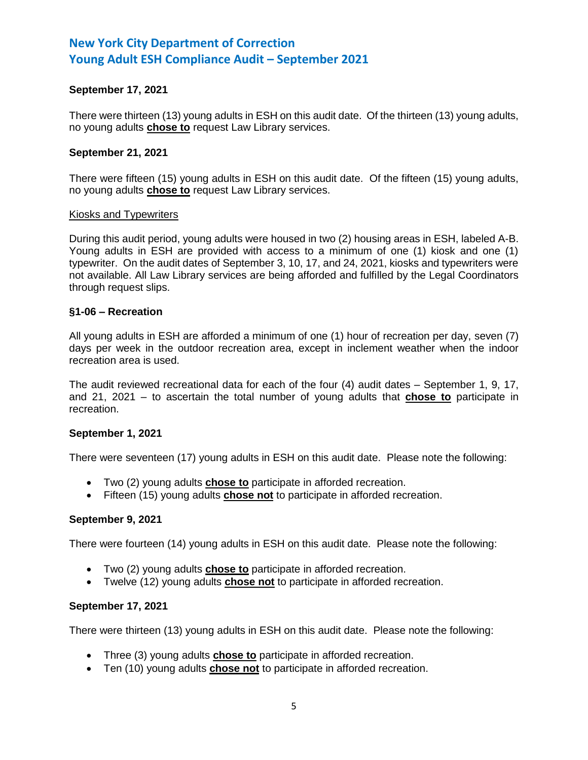**September 17, 2021**

There were thirteen (13) young adults in ESH on this audit date. Of the thirteen (13) young adults, no young adults **chose to** request Law Library services.

**September 21, 2021**

There were fifteen (15) young adults in ESH on this audit date. Of the fifteen (15) young adults, no young adults **chose to** request Law Library services.

Kiosks and Typewriters

During this audit period, young adults were housed in two (2) housing areas in ESH, labeled A-B. Young adults in ESH are provided with access to a minimum of one (1) kiosk and one (1) typewriter. On the audit dates of September 3, 10, 17, and 24, 2021, kiosks and typewriters were not available. All Law Library services are being afforded and fulfilled by the Legal Coordinators through request slips.

**§1-06 – Recreation**

All young adults in ESH are afforded a minimum of one (1) hour of recreation per day, seven (7) days per week in the outdoor recreation area, except in inclement weather when the indoor recreation area is used.

The audit reviewed recreational data for each of the four (4) audit dates – September 1, 9, 17, and 21, 2021 – to ascertain the total number of young adults that **chose to** participate in recreation.

**September 1, 2021**

There were seventeen (17) young adults in ESH on this audit date. Please note the following:

- Two (2) young adults **chose to** participate in afforded recreation.
- Fifteen (15) young adults **chose not** to participate in afforded recreation.

**September 9, 2021**

There were fourteen (14) young adults in ESH on this audit date. Please note the following:

- Two (2) young adults **chose to** participate in afforded recreation.
- Twelve (12) young adults **chose not** to participate in afforded recreation.

**September 17, 2021**

There were thirteen (13) young adults in ESH on this audit date. Please note the following:

- Three (3) young adults **chose to** participate in afforded recreation.
- Ten (10) young adults **chose not** to participate in afforded recreation.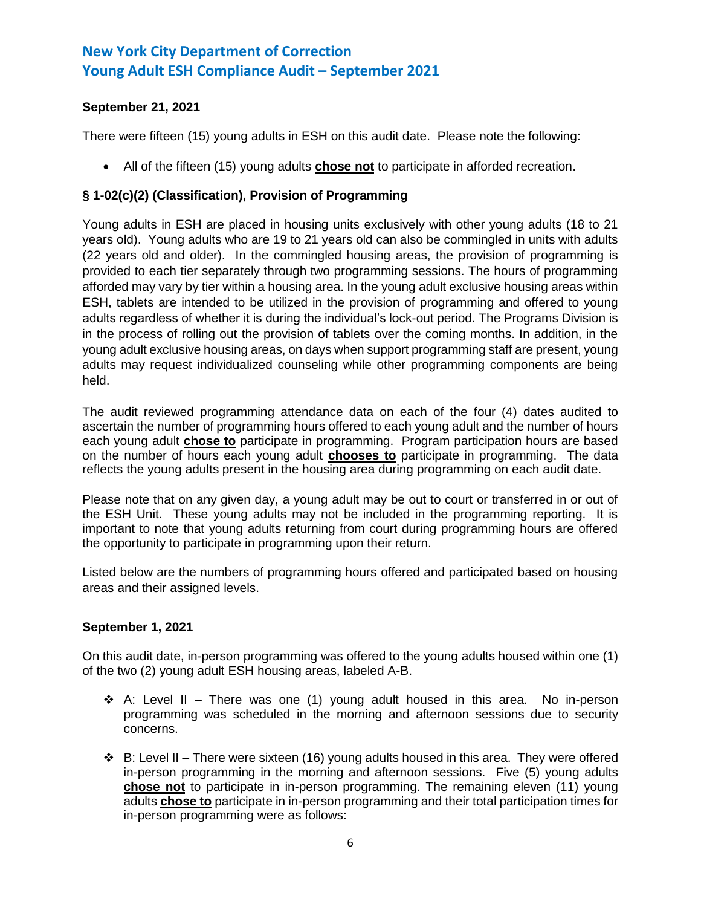**September 21, 2021**

There were fifteen (15) young adults in ESH on this audit date. Please note the following:

- All of the fifteen (15) young adults **chose not** to participate in afforded recreation.

**§ 1-02(c)(2) (Classification), Provision of Programming**

Young adults in ESH are placed in housing units exclusively with other young adults (18 to 21 years old). Young adults who are 19 to 21 years old can also be commingled in units with adults (22 years old and older). In the commingled housing areas, the provision of programming is provided to each tier separately through two programming sessions. The hours of programming afforded may vary by tier within a housing area. In the young adult exclusive housing areas within ESH, tablets are intended to be utilized in the provision of programming and offered to young adults regardless of whether it is during the individual's lock-out period. The Programs Division is in the process of rolling out the provision of tablets over the coming months. In addition, in the young adult exclusive housing areas, on days when support programming staff are present, young adults may request individualized counseling while other programming components are being held.

The audit reviewed programming attendance data on each of the four (4) dates audited to ascertain the number of programming hours offered to each young adult and the number of hours each young adult **chose to** participate in programming. Program participation hours are based on the number of hours each young adult **chooses to** participate in programming. The data reflects the young adults present in the housing area during programming on each audit date.

Please note that on any given day, a young adult may be out to court or transferred in or out of the ESH Unit. These young adults may not be included in the programming reporting. It is important to note that young adults returning from court during programming hours are offered the opportunity to participate in programming upon their return.

Listed below are the numbers of programming hours offered and participated based on housing areas and their assigned levels.

**September 1, 2021**

On this audit date, in-person programming was offered to the young adults housed within one (1) of the two (2) young adult ESH housing areas, labeled A-B.

- A: Level II – There was one (1) young adult housed in this area. No in-person programming was scheduled in the morning and afternoon sessions due to security concerns.
- B: Level II – There were sixteen (16) young adults housed in this area. They were offered in-person programming in the morning and afternoon sessions. Five (5) young adults **chose not** to participate in in-person programming. The remaining eleven (11) young adults **chose to** participate in in-person programming and their total participation times for in-person programming were as follows: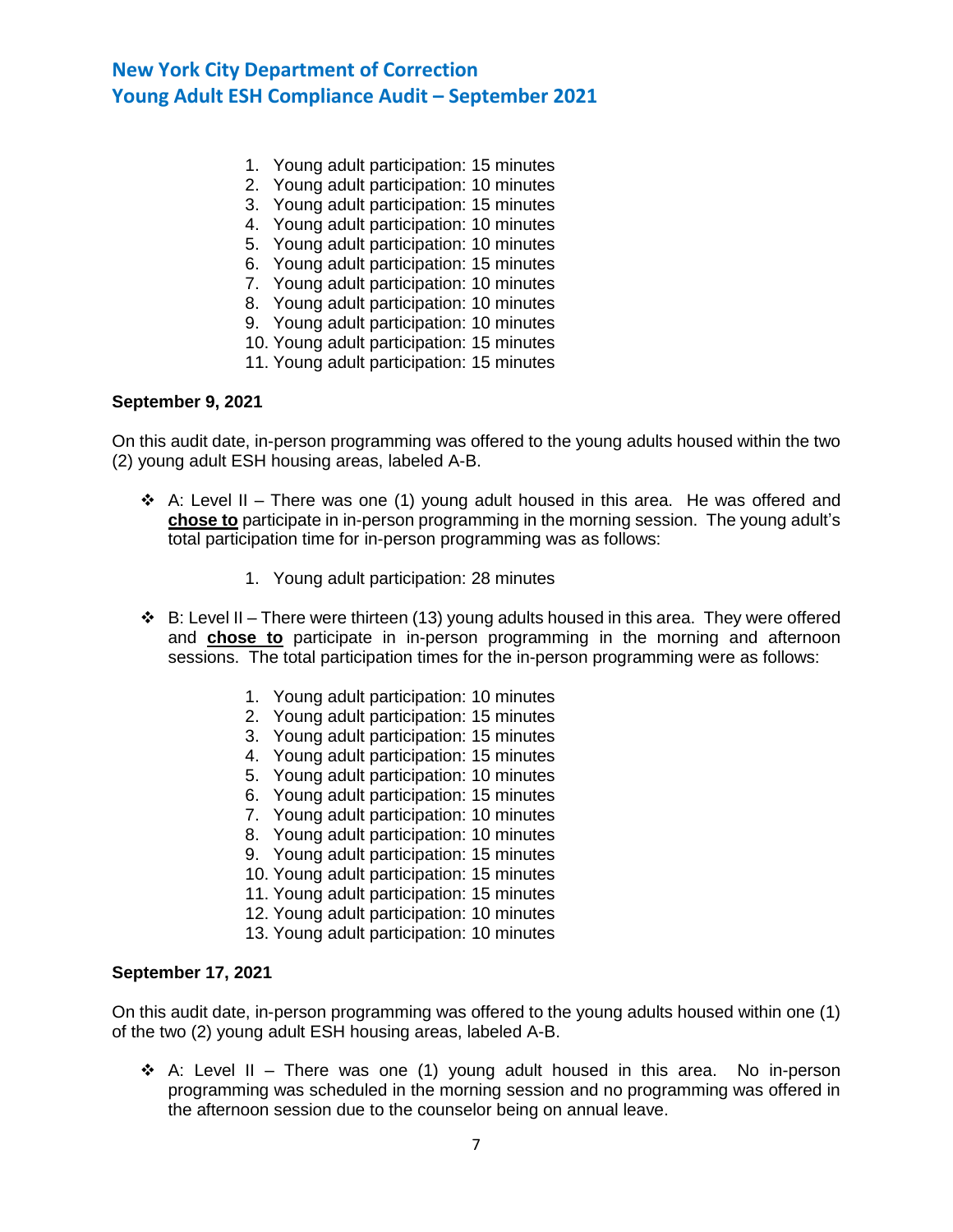1. Young adult participation: 15 minutes
2. Young adult participation: 10 minutes
3. Young adult participation: 15 minutes
4. Young adult participation: 10 minutes
5. Young adult participation: 10 minutes
6. Young adult participation: 15 minutes
7. Young adult participation: 10 minutes
8. Young adult participation: 10 minutes
9. Young adult participation: 10 minutes
10. Young adult participation: 15 minutes
11. Young adult participation: 15 minutes

**September 9, 2021**

On this audit date, in-person programming was offered to the young adults housed within the two (2) young adult ESH housing areas, labeled A-B.

- A: Level II – There was one (1) young adult housed in this area. He was offered and **chose to** participate in in-person programming in the morning session. The young adult's total participation time for in-person programming was as follows:

    1. Young adult participation: 28 minutes

- B: Level II – There were thirteen (13) young adults housed in this area. They were offered and **chose to** participate in in-person programming in the morning and afternoon sessions. The total participation times for the in-person programming were as follows:

    1. Young adult participation: 10 minutes
    2. Young adult participation: 15 minutes
    3. Young adult participation: 15 minutes
    4. Young adult participation: 15 minutes
    5. Young adult participation: 10 minutes
    6. Young adult participation: 15 minutes
    7. Young adult participation: 10 minutes
    8. Young adult participation: 10 minutes
    9. Young adult participation: 15 minutes
    10. Young adult participation: 15 minutes
    11. Young adult participation: 15 minutes
    12. Young adult participation: 10 minutes
    13. Young adult participation: 10 minutes

**September 17, 2021**

On this audit date, in-person programming was offered to the young adults housed within one (1) of the two (2) young adult ESH housing areas, labeled A-B.

- A: Level II – There was one (1) young adult housed in this area. No in-person programming was scheduled in the morning session and no programming was offered in the afternoon session due to the counselor being on annual leave.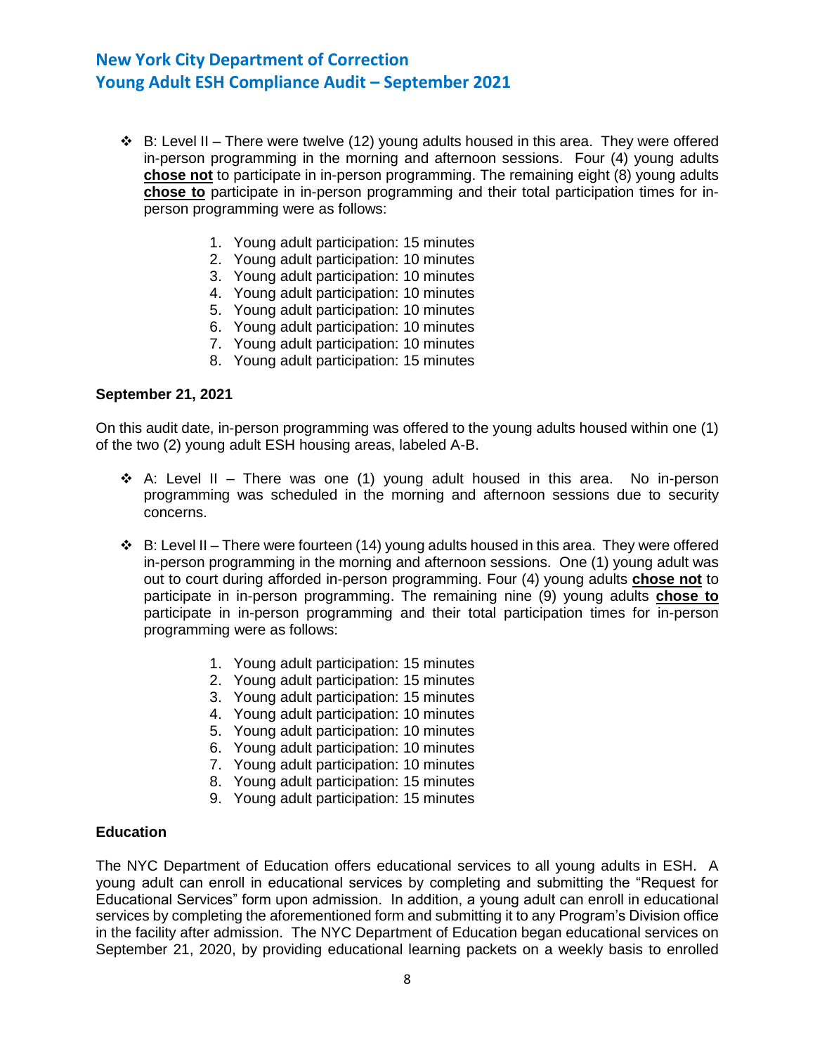- B: Level II – There were twelve (12) young adults housed in this area. They were offered in-person programming in the morning and afternoon sessions. Four (4) young adults **chose not** to participate in in-person programming. The remaining eight (8) young adults **chose to** participate in in-person programming and their total participation times for in-person programming were as follows:

    1. Young adult participation: 15 minutes
    2. Young adult participation: 10 minutes
    3. Young adult participation: 10 minutes
    4. Young adult participation: 10 minutes
    5. Young adult participation: 10 minutes
    6. Young adult participation: 10 minutes
    7. Young adult participation: 10 minutes
    8. Young adult participation: 15 minutes

**September 21, 2021**

On this audit date, in-person programming was offered to the young adults housed within one (1) of the two (2) young adult ESH housing areas, labeled A-B.

- A: Level II – There was one (1) young adult housed in this area. No in-person programming was scheduled in the morning and afternoon sessions due to security concerns.

- B: Level II – There were fourteen (14) young adults housed in this area. They were offered in-person programming in the morning and afternoon sessions. One (1) young adult was out to court during afforded in-person programming. Four (4) young adults **chose not** to participate in in-person programming. The remaining nine (9) young adults **chose to** participate in in-person programming and their total participation times for in-person programming were as follows:

    1. Young adult participation: 15 minutes
    2. Young adult participation: 15 minutes
    3. Young adult participation: 15 minutes
    4. Young adult participation: 10 minutes
    5. Young adult participation: 10 minutes
    6. Young adult participation: 10 minutes
    7. Young adult participation: 10 minutes
    8. Young adult participation: 15 minutes
    9. Young adult participation: 15 minutes

**Education**

The NYC Department of Education offers educational services to all young adults in ESH. A young adult can enroll in educational services by completing and submitting the "Request for Educational Services" form upon admission. In addition, a young adult can enroll in educational services by completing the aforementioned form and submitting it to any Program's Division office in the facility after admission. The NYC Department of Education began educational services on September 21, 2020, by providing educational learning packets on a weekly basis to enrolled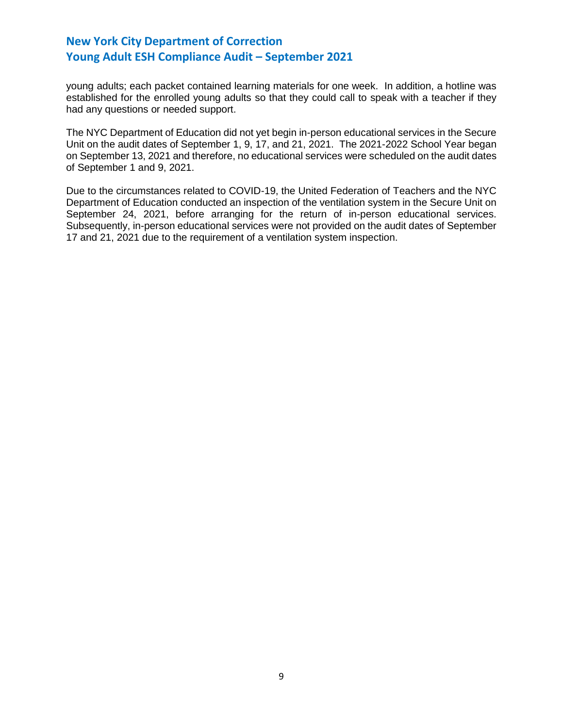young adults; each packet contained learning materials for one week. In addition, a hotline was established for the enrolled young adults so that they could call to speak with a teacher if they had any questions or needed support.

The NYC Department of Education did not yet begin in-person educational services in the Secure Unit on the audit dates of September 1, 9, 17, and 21, 2021. The 2021-2022 School Year began on September 13, 2021 and therefore, no educational services were scheduled on the audit dates of September 1 and 9, 2021.

Due to the circumstances related to COVID-19, the United Federation of Teachers and the NYC Department of Education conducted an inspection of the ventilation system in the Secure Unit on September 24, 2021, before arranging for the return of in-person educational services. Subsequently, in-person educational services were not provided on the audit dates of September 17 and 21, 2021 due to the requirement of a ventilation system inspection.